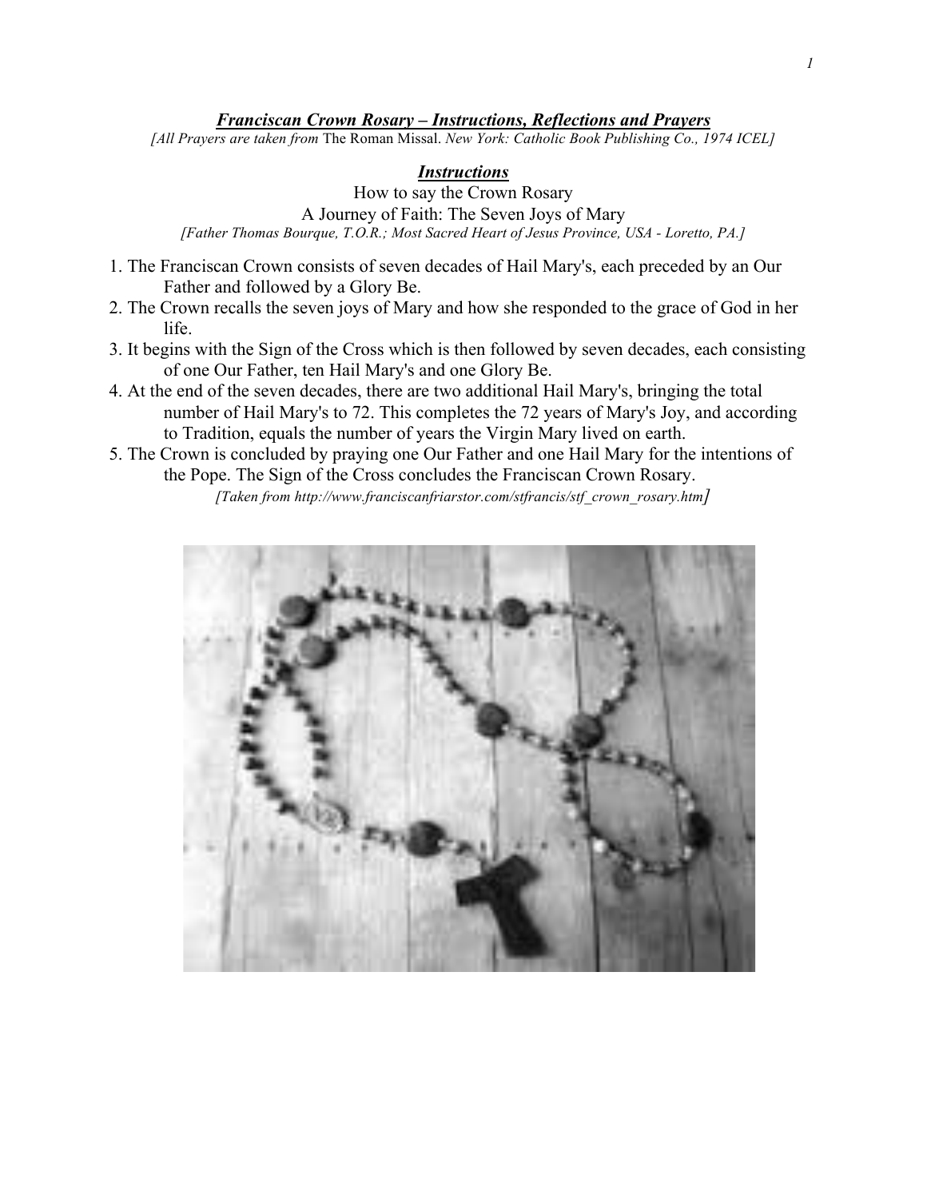## ***Franciscan Crown Rosary – Instructions, Reflections and Prayers***

*[All Prayers are taken from* The Roman Missal. *New York: Catholic Book Publishing Co., 1974 ICEL]*

### ***Instructions***

How to say the Crown Rosary

A Journey of Faith: The Seven Joys of Mary

*[Father Thomas Bourque, T.O.R.; Most Sacred Heart of Jesus Province, USA - Loretto, PA.]*

1. The Franciscan Crown consists of seven decades of Hail Mary's, each preceded by an Our Father and followed by a Glory Be.
2. The Crown recalls the seven joys of Mary and how she responded to the grace of God in her life.
3. It begins with the Sign of the Cross which is then followed by seven decades, each consisting of one Our Father, ten Hail Mary's and one Glory Be.
4. At the end of the seven decades, there are two additional Hail Mary's, bringing the total number of Hail Mary's to 72. This completes the 72 years of Mary's Joy, and according to Tradition, equals the number of years the Virgin Mary lived on earth.
5. The Crown is concluded by praying one Our Father and one Hail Mary for the intentions of the Pope. The Sign of the Cross concludes the Franciscan Crown Rosary.

*[Taken from http://www.franciscanfriarstor.com/stfrancis/stf_crown_rosary.htm]*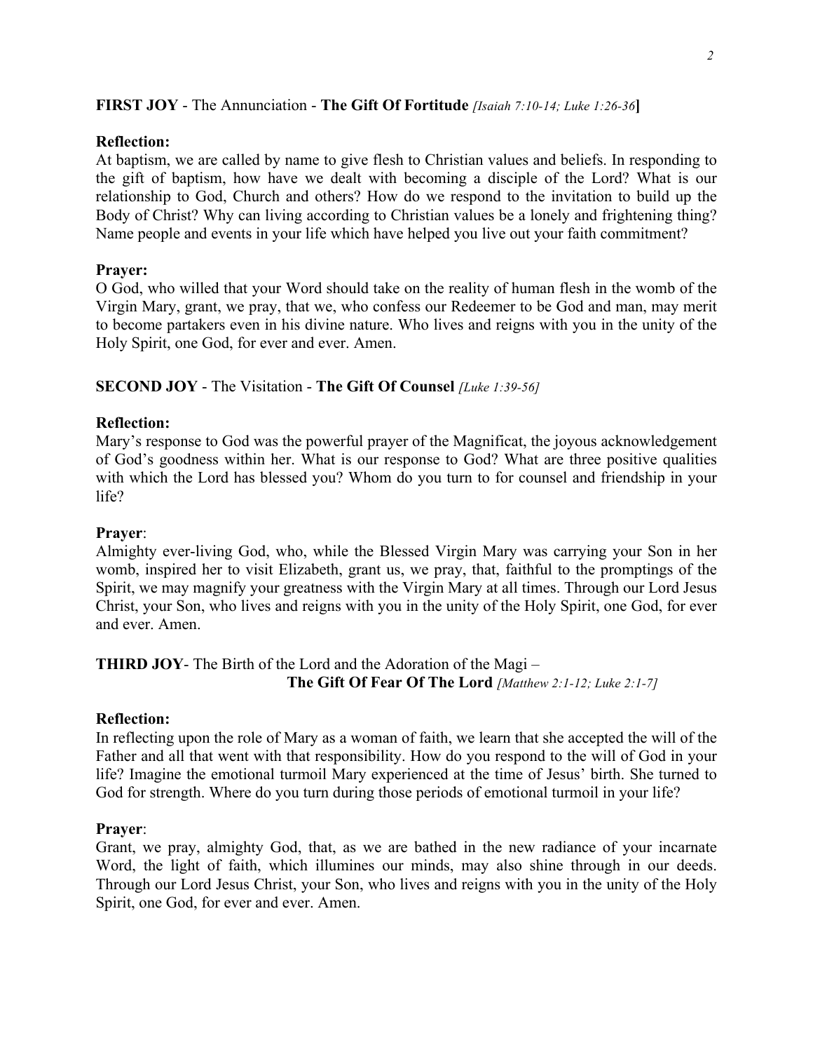**FIRST JOY** - The Annunciation - **The Gift Of Fortitude** *[Isaiah 7:10-14; Luke 1:26-36]*

**Reflection:**
At baptism, we are called by name to give flesh to Christian values and beliefs. In responding to the gift of baptism, how have we dealt with becoming a disciple of the Lord? What is our relationship to God, Church and others? How do we respond to the invitation to build up the Body of Christ? Why can living according to Christian values be a lonely and frightening thing? Name people and events in your life which have helped you live out your faith commitment?

**Prayer:**
O God, who willed that your Word should take on the reality of human flesh in the womb of the Virgin Mary, grant, we pray, that we, who confess our Redeemer to be God and man, may merit to become partakers even in his divine nature. Who lives and reigns with you in the unity of the Holy Spirit, one God, for ever and ever. Amen.

**SECOND JOY** - The Visitation - **The Gift Of Counsel** *[Luke 1:39-56]*

**Reflection:**
Mary's response to God was the powerful prayer of the Magnificat, the joyous acknowledgement of God's goodness within her. What is our response to God? What are three positive qualities with which the Lord has blessed you? Whom do you turn to for counsel and friendship in your life?

**Prayer**:
Almighty ever-living God, who, while the Blessed Virgin Mary was carrying your Son in her womb, inspired her to visit Elizabeth, grant us, we pray, that, faithful to the promptings of the Spirit, we may magnify your greatness with the Virgin Mary at all times. Through our Lord Jesus Christ, your Son, who lives and reigns with you in the unity of the Holy Spirit, one God, for ever and ever. Amen.

**THIRD JOY**- The Birth of the Lord and the Adoration of the Magi – **The Gift Of Fear Of The Lord** *[Matthew 2:1-12; Luke 2:1-7]*

**Reflection:**
In reflecting upon the role of Mary as a woman of faith, we learn that she accepted the will of the Father and all that went with that responsibility. How do you respond to the will of God in your life? Imagine the emotional turmoil Mary experienced at the time of Jesus' birth. She turned to God for strength. Where do you turn during those periods of emotional turmoil in your life?

**Prayer**:
Grant, we pray, almighty God, that, as we are bathed in the new radiance of your incarnate Word, the light of faith, which illumines our minds, may also shine through in our deeds. Through our Lord Jesus Christ, your Son, who lives and reigns with you in the unity of the Holy Spirit, one God, for ever and ever. Amen.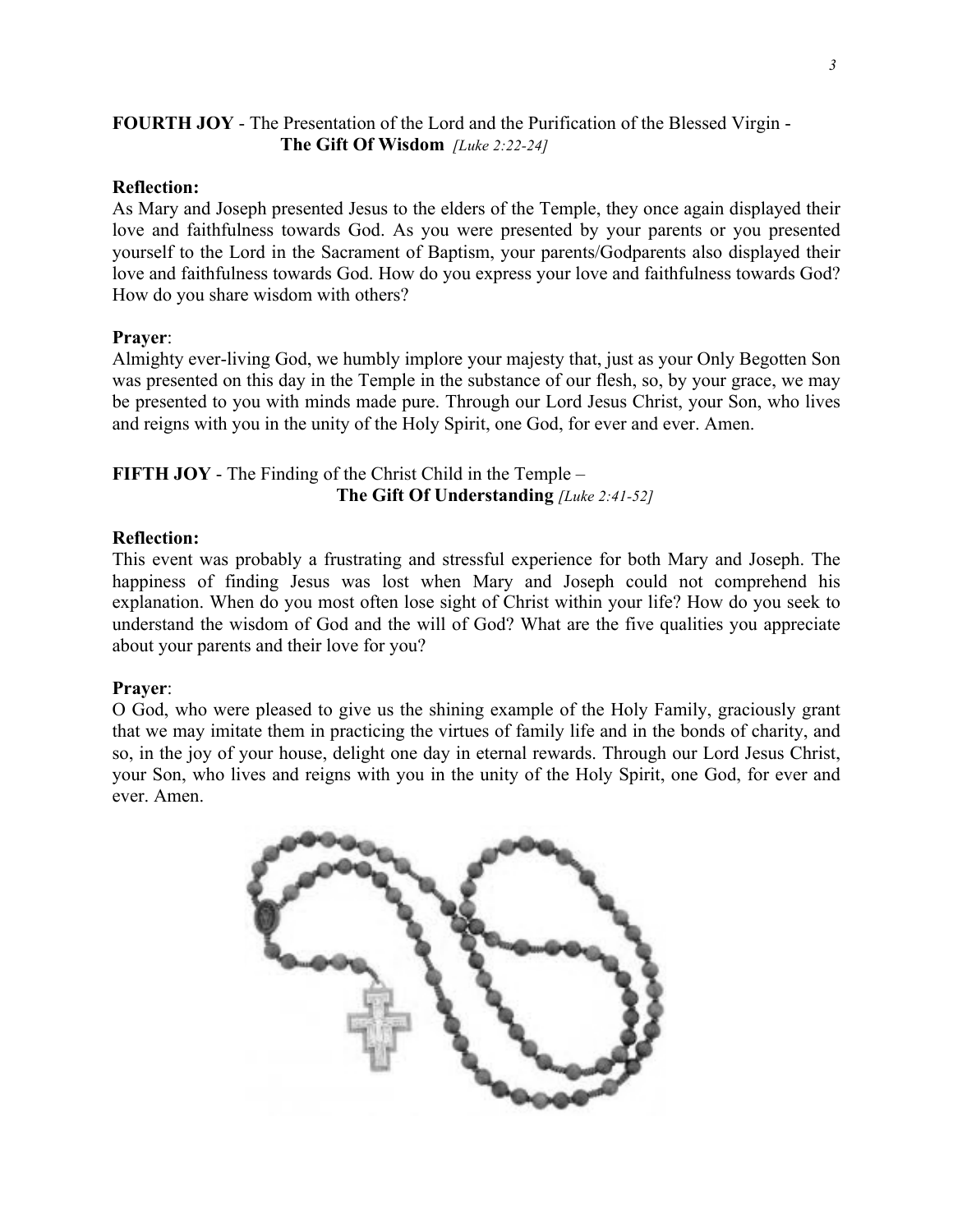**FOURTH JOY** - The Presentation of the Lord and the Purification of the Blessed Virgin - **The Gift Of Wisdom** *[Luke 2:22-24]*

**Reflection:**

As Mary and Joseph presented Jesus to the elders of the Temple, they once again displayed their love and faithfulness towards God. As you were presented by your parents or you presented yourself to the Lord in the Sacrament of Baptism, your parents/Godparents also displayed their love and faithfulness towards God. How do you express your love and faithfulness towards God? How do you share wisdom with others?

**Prayer**:

Almighty ever-living God, we humbly implore your majesty that, just as your Only Begotten Son was presented on this day in the Temple in the substance of our flesh, so, by your grace, we may be presented to you with minds made pure. Through our Lord Jesus Christ, your Son, who lives and reigns with you in the unity of the Holy Spirit, one God, for ever and ever. Amen.

**FIFTH JOY** - The Finding of the Christ Child in the Temple – **The Gift Of Understanding** *[Luke 2:41-52]*

**Reflection:**

This event was probably a frustrating and stressful experience for both Mary and Joseph. The happiness of finding Jesus was lost when Mary and Joseph could not comprehend his explanation. When do you most often lose sight of Christ within your life? How do you seek to understand the wisdom of God and the will of God? What are the five qualities you appreciate about your parents and their love for you?

**Prayer**:

O God, who were pleased to give us the shining example of the Holy Family, graciously grant that we may imitate them in practicing the virtues of family life and in the bonds of charity, and so, in the joy of your house, delight one day in eternal rewards. Through our Lord Jesus Christ, your Son, who lives and reigns with you in the unity of the Holy Spirit, one God, for ever and ever. Amen.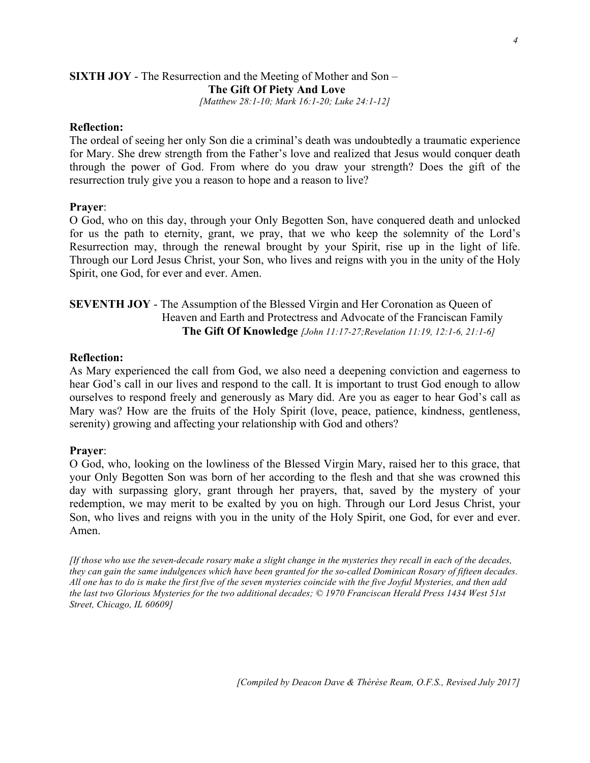**SIXTH JOY** - The Resurrection and the Meeting of Mother and Son –
**The Gift Of Piety And Love**
*[Matthew 28:1-10; Mark 16:1-20; Luke 24:1-12]*

**Reflection:**
The ordeal of seeing her only Son die a criminal's death was undoubtedly a traumatic experience for Mary. She drew strength from the Father's love and realized that Jesus would conquer death through the power of God. From where do you draw your strength? Does the gift of the resurrection truly give you a reason to hope and a reason to live?

**Prayer**:
O God, who on this day, through your Only Begotten Son, have conquered death and unlocked for us the path to eternity, grant, we pray, that we who keep the solemnity of the Lord's Resurrection may, through the renewal brought by your Spirit, rise up in the light of life. Through our Lord Jesus Christ, your Son, who lives and reigns with you in the unity of the Holy Spirit, one God, for ever and ever. Amen.

**SEVENTH JOY** - The Assumption of the Blessed Virgin and Her Coronation as Queen of Heaven and Earth and Protectress and Advocate of the Franciscan Family
**The Gift Of Knowledge** *[John 11:17-27;Revelation 11:19, 12:1-6, 21:1-6]*

**Reflection:**
As Mary experienced the call from God, we also need a deepening conviction and eagerness to hear God's call in our lives and respond to the call. It is important to trust God enough to allow ourselves to respond freely and generously as Mary did. Are you as eager to hear God's call as Mary was? How are the fruits of the Holy Spirit (love, peace, patience, kindness, gentleness, serenity) growing and affecting your relationship with God and others?

**Prayer**:
O God, who, looking on the lowliness of the Blessed Virgin Mary, raised her to this grace, that your Only Begotten Son was born of her according to the flesh and that she was crowned this day with surpassing glory, grant through her prayers, that, saved by the mystery of your redemption, we may merit to be exalted by you on high. Through our Lord Jesus Christ, your Son, who lives and reigns with you in the unity of the Holy Spirit, one God, for ever and ever. Amen.

*[If those who use the seven-decade rosary make a slight change in the mysteries they recall in each of the decades, they can gain the same indulgences which have been granted for the so-called Dominican Rosary of fifteen decades. All one has to do is make the first five of the seven mysteries coincide with the five Joyful Mysteries, and then add the last two Glorious Mysteries for the two additional decades; © 1970 Franciscan Herald Press 1434 West 51st Street, Chicago, IL 60609]*

*[Compiled by Deacon Dave & Thérèse Ream, O.F.S., Revised July 2017]*